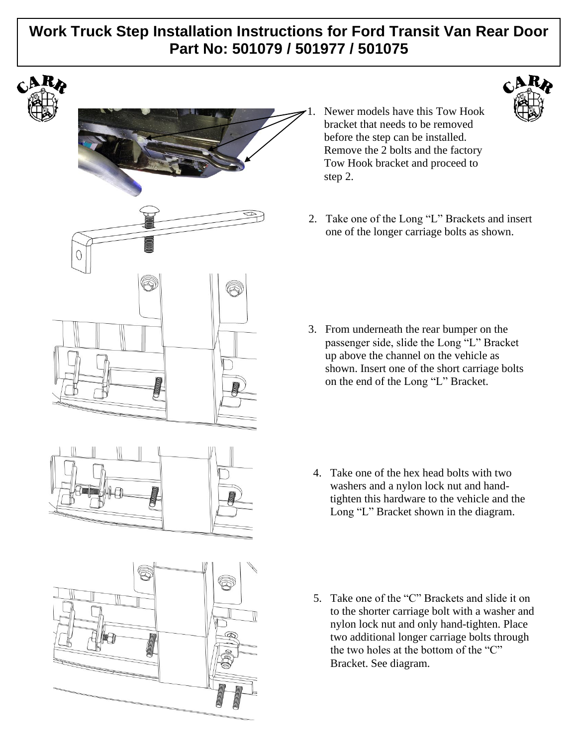# Work Truck Step Installation Instructions for Ford Transit Van Rear Door
## Part No: 501079 / 501977 / 501075

1. Newer models have this Tow Hook bracket that needs to be removed before the step can be installed. Remove the 2 bolts and the factory Tow Hook bracket and proceed to step 2.

2. Take one of the Long "L" Brackets and insert one of the longer carriage bolts as shown.

3. From underneath the rear bumper on the passenger side, slide the Long "L" Bracket up above the channel on the vehicle as shown. Insert one of the short carriage bolts on the end of the Long "L" Bracket.

4. Take one of the hex head bolts with two washers and a nylon lock nut and hand-tighten this hardware to the vehicle and the Long "L" Bracket shown in the diagram.

5. Take one of the "C" Brackets and slide it on to the shorter carriage bolt with a washer and nylon lock nut and only hand-tighten. Place two additional longer carriage bolts through the two holes at the bottom of the "C" Bracket. See diagram.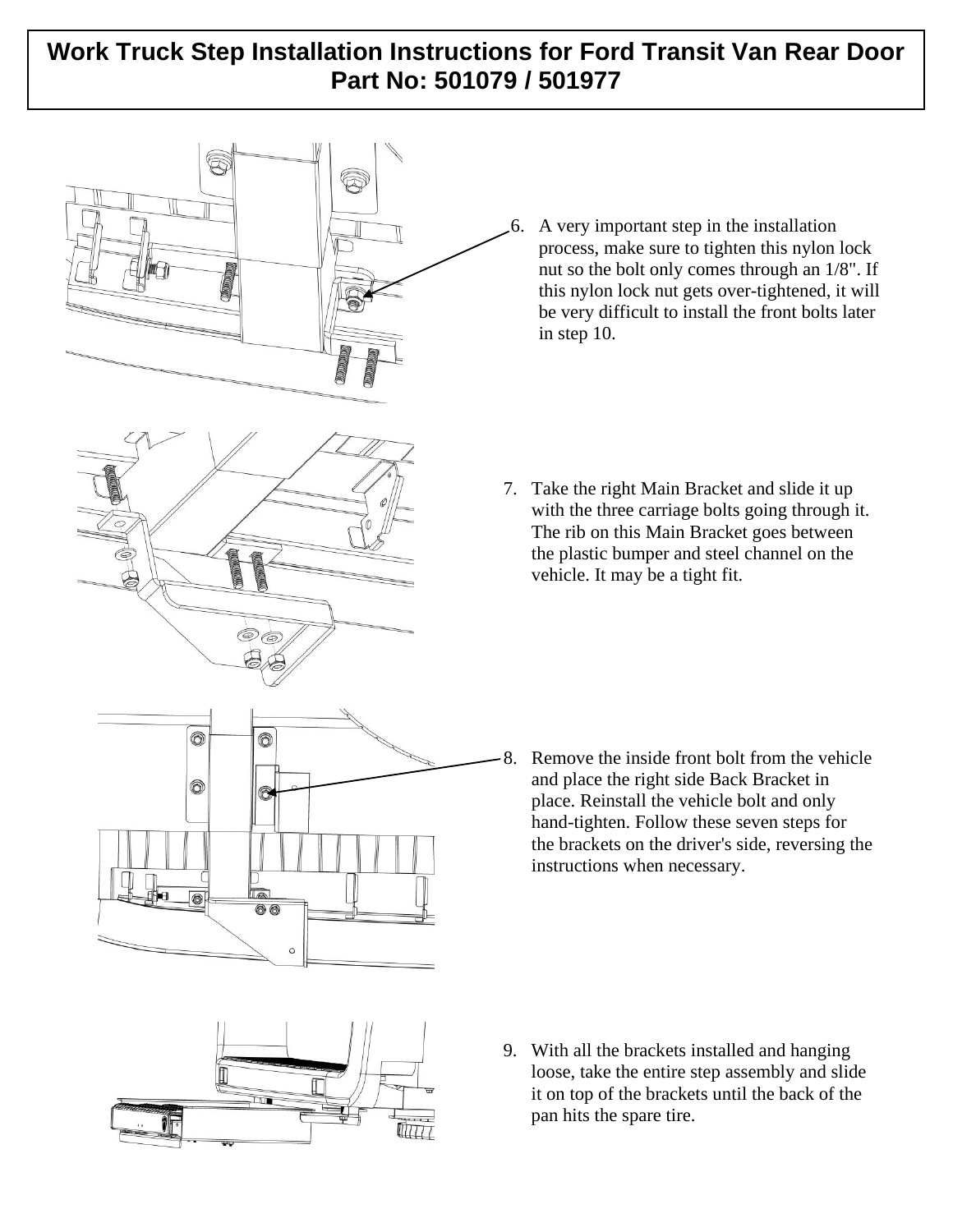# Work Truck Step Installation Instructions for Ford Transit Van Rear Door Part No: 501079 / 501977

6. A very important step in the installation process, make sure to tighten this nylon lock nut so the bolt only comes through an 1/8". If this nylon lock nut gets over-tightened, it will be very difficult to install the front bolts later in step 10.

7. Take the right Main Bracket and slide it up with the three carriage bolts going through it. The rib on this Main Bracket goes between the plastic bumper and steel channel on the vehicle. It may be a tight fit.

8. Remove the inside front bolt from the vehicle and place the right side Back Bracket in place. Reinstall the vehicle bolt and only hand-tighten. Follow these seven steps for the brackets on the driver's side, reversing the instructions when necessary.

9. With all the brackets installed and hanging loose, take the entire step assembly and slide it on top of the brackets until the back of the pan hits the spare tire.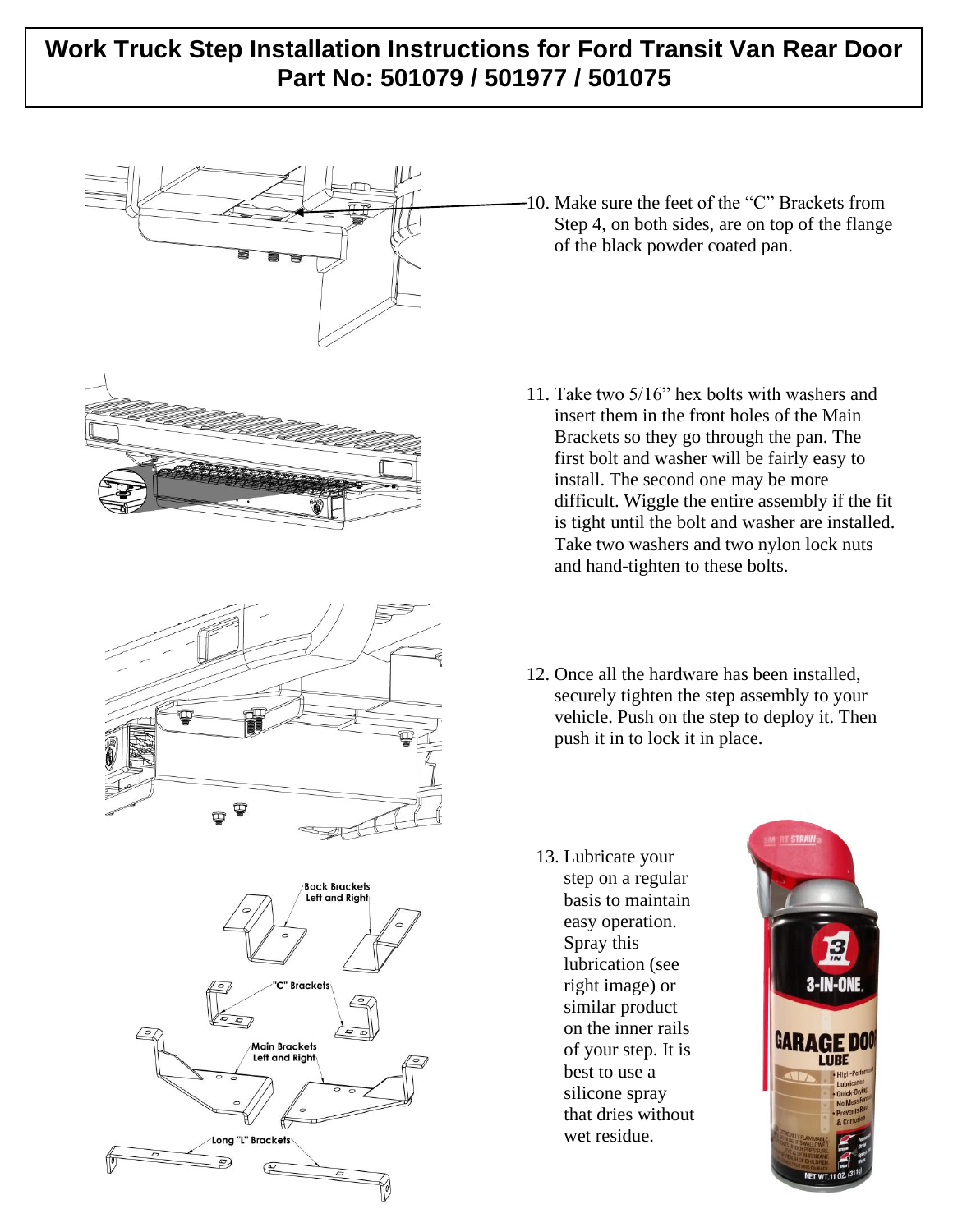# Work Truck Step Installation Instructions for Ford Transit Van Rear Door
## Part No: 501079 / 501977 / 501075

10. Make sure the feet of the "C" Brackets from Step 4, on both sides, are on top of the flange of the black powder coated pan.

11. Take two 5/16" hex bolts with washers and insert them in the front holes of the Main Brackets so they go through the pan. The first bolt and washer will be fairly easy to install. The second one may be more difficult. Wiggle the entire assembly if the fit is tight until the bolt and washer are installed. Take two washers and two nylon lock nuts and hand-tighten to these bolts.

12. Once all the hardware has been installed, securely tighten the step assembly to your vehicle. Push on the step to deploy it. Then push it in to lock it in place.

13. Lubricate your step on a regular basis to maintain easy operation. Spray this lubrication (see right image) or similar product on the inner rails of your step. It is best to use a silicone spray that dries without wet residue.

Back Brackets Left and Right

"C" Brackets

Main Brackets Left and Right

Long "L" Brackets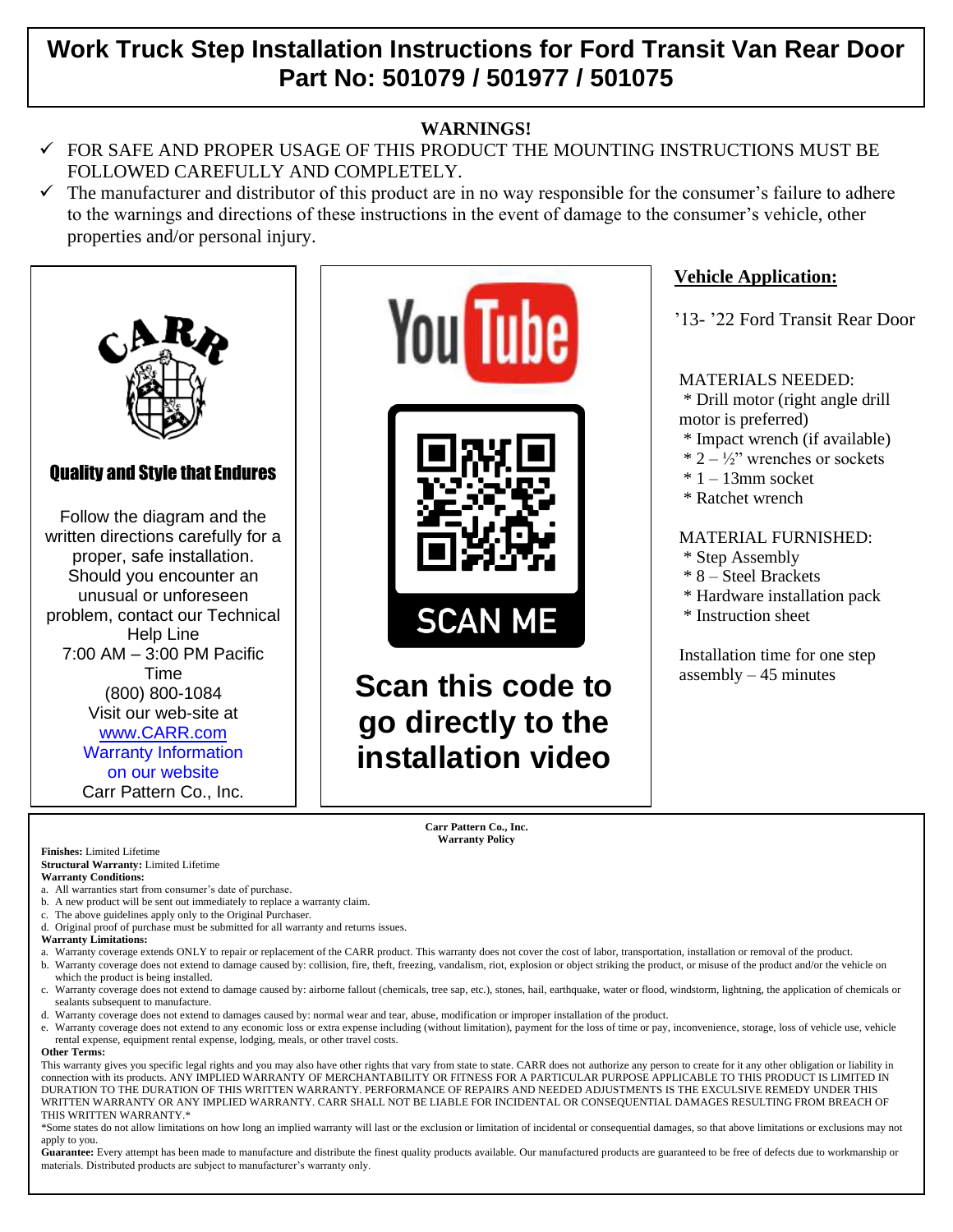# Work Truck Step Installation Instructions for Ford Transit Van Rear Door Part No: 501079 / 501977 / 501075

**WARNINGS!**

- ✓ FOR SAFE AND PROPER USAGE OF THIS PRODUCT THE MOUNTING INSTRUCTIONS MUST BE FOLLOWED CAREFULLY AND COMPLETELY.
- ✓ The manufacturer and distributor of this product are in no way responsible for the consumer's failure to adhere to the warnings and directions of these instructions in the event of damage to the consumer's vehicle, other properties and/or personal injury.

CARR

**Quality and Style that Endures**

Follow the diagram and the written directions carefully for a proper, safe installation. Should you encounter an unusual or unforeseen problem, contact our Technical Help Line 7:00 AM – 3:00 PM Pacific Time (800) 800-1084 Visit our web-site at www.CARR.com Warranty Information on our website Carr Pattern Co., Inc.

YouTube

SCAN ME

**Scan this code to go directly to the installation video**

**Vehicle Application:**

'13- '22 Ford Transit Rear Door

MATERIALS NEEDED:
* Drill motor (right angle drill motor is preferred)
* Impact wrench (if available)
* 2 – ½" wrenches or sockets
* 1 – 13mm socket
* Ratchet wrench

MATERIAL FURNISHED:
* Step Assembly
* 8 – Steel Brackets
* Hardware installation pack
* Instruction sheet

Installation time for one step assembly – 45 minutes

**Carr Pattern Co., Inc.**
**Warranty Policy**

**Finishes:** Limited Lifetime
**Structural Warranty:** Limited Lifetime
**Warranty Conditions:**

a. All warranties start from consumer's date of purchase.
b. A new product will be sent out immediately to replace a warranty claim.
c. The above guidelines apply only to the Original Purchaser.
d. Original proof of purchase must be submitted for all warranty and returns issues.

**Warranty Limitations:**

a. Warranty coverage extends ONLY to repair or replacement of the CARR product. This warranty does not cover the cost of labor, transportation, installation or removal of the product.
b. Warranty coverage does not extend to damage caused by: collision, fire, theft, freezing, vandalism, riot, explosion or object striking the product, or misuse of the product and/or the vehicle on which the product is being installed.
c. Warranty coverage does not extend to damage caused by: airborne fallout (chemicals, tree sap, etc.), stones, hail, earthquake, water or flood, windstorm, lightning, the application of chemicals or sealants subsequent to manufacture.
d. Warranty coverage does not extend to damages caused by: normal wear and tear, abuse, modification or improper installation of the product.
e. Warranty coverage does not extend to any economic loss or extra expense including (without limitation), payment for the loss of time or pay, inconvenience, storage, loss of vehicle use, vehicle rental expense, equipment rental expense, lodging, meals, or other travel costs.

**Other Terms:**

This warranty gives you specific legal rights and you may also have other rights that vary from state to state. CARR does not authorize any person to create for it any other obligation or liability in connection with its products. ANY IMPLIED WARRANTY OF MERCHANTABILITY OR FITNESS FOR A PARTICULAR PURPOSE APPLICABLE TO THIS PRODUCT IS LIMITED IN DURATION TO THE DURATION OF THIS WRITTEN WARRANTY. PERFORMANCE OF REPAIRS AND NEEDED ADJUSTMENTS IS THE EXCULSIVE REMEDY UNDER THIS WRITTEN WARRANTY OR ANY IMPLIED WARRANTY. CARR SHALL NOT BE LIABLE FOR INCIDENTAL OR CONSEQUENTIAL DAMAGES RESULTING FROM BREACH OF THIS WRITTEN WARRANTY.*

*Some states do not allow limitations on how long an implied warranty will last or the exclusion or limitation of incidental or consequential damages, so that above limitations or exclusions may not apply to you.

**Guarantee:** Every attempt has been made to manufacture and distribute the finest quality products available. Our manufactured products are guaranteed to be free of defects due to workmanship or materials. Distributed products are subject to manufacturer's warranty only.